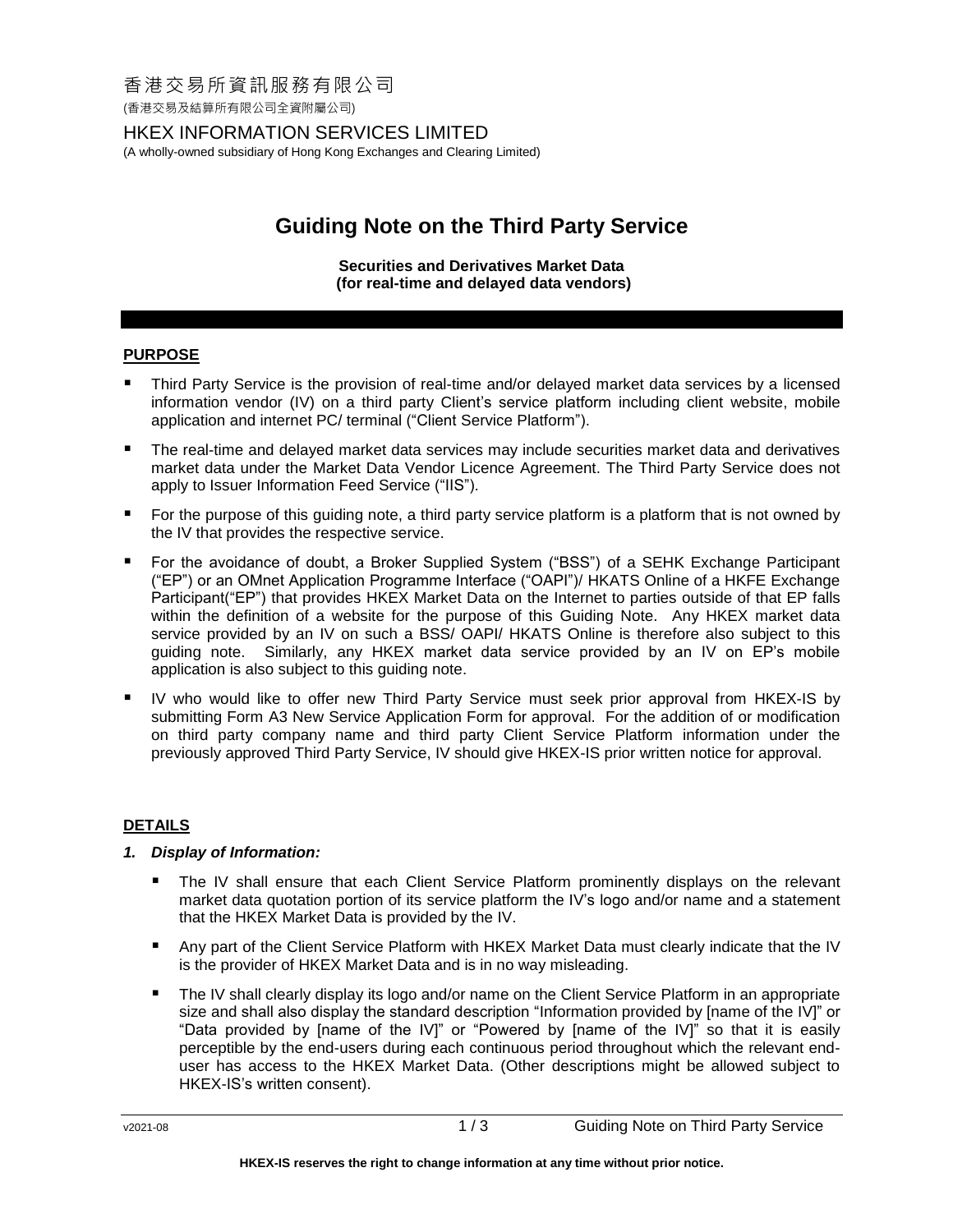香港交易所資訊服務有限公司

(香港交易及結算所有限公司全資附屬公司)

HKEX INFORMATION SERVICES LIMITED

(A wholly-owned subsidiary of Hong Kong Exchanges and Clearing Limited)

# Guiding Note on the Third Party Service

**Securities and Derivatives Market Data**
**(for real-time and delayed data vendors)**

## PURPOSE

- Third Party Service is the provision of real-time and/or delayed market data services by a licensed information vendor (IV) on a third party Client's service platform including client website, mobile application and internet PC/ terminal ("Client Service Platform").
- The real-time and delayed market data services may include securities market data and derivatives market data under the Market Data Vendor Licence Agreement. The Third Party Service does not apply to Issuer Information Feed Service ("IIS").
- For the purpose of this guiding note, a third party service platform is a platform that is not owned by the IV that provides the respective service.
- For the avoidance of doubt, a Broker Supplied System ("BSS") of a SEHK Exchange Participant ("EP") or an OMnet Application Programme Interface ("OAPI")/ HKATS Online of a HKFE Exchange Participant("EP") that provides HKEX Market Data on the Internet to parties outside of that EP falls within the definition of a website for the purpose of this Guiding Note. Any HKEX market data service provided by an IV on such a BSS/ OAPI/ HKATS Online is therefore also subject to this guiding note. Similarly, any HKEX market data service provided by an IV on EP's mobile application is also subject to this guiding note.
- IV who would like to offer new Third Party Service must seek prior approval from HKEX-IS by submitting Form A3 New Service Application Form for approval. For the addition of or modification on third party company name and third party Client Service Platform information under the previously approved Third Party Service, IV should give HKEX-IS prior written notice for approval.

## DETAILS

### *1. Display of Information:*

- The IV shall ensure that each Client Service Platform prominently displays on the relevant market data quotation portion of its service platform the IV's logo and/or name and a statement that the HKEX Market Data is provided by the IV.
- Any part of the Client Service Platform with HKEX Market Data must clearly indicate that the IV is the provider of HKEX Market Data and is in no way misleading.
- The IV shall clearly display its logo and/or name on the Client Service Platform in an appropriate size and shall also display the standard description "Information provided by [name of the IV]" or "Data provided by [name of the IV]" or "Powered by [name of the IV]" so that it is easily perceptible by the end-users during each continuous period throughout which the relevant end-user has access to the HKEX Market Data. (Other descriptions might be allowed subject to HKEX-IS's written consent).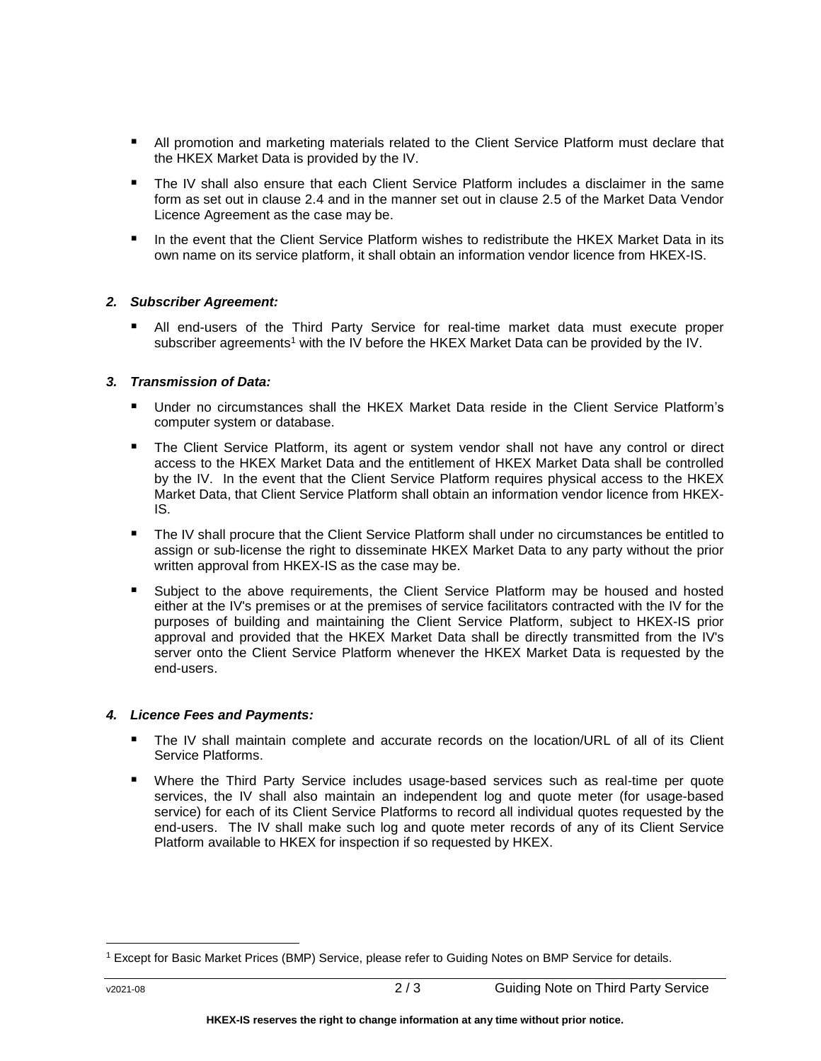- All promotion and marketing materials related to the Client Service Platform must declare that the HKEX Market Data is provided by the IV.
- The IV shall also ensure that each Client Service Platform includes a disclaimer in the same form as set out in clause 2.4 and in the manner set out in clause 2.5 of the Market Data Vendor Licence Agreement as the case may be.
- In the event that the Client Service Platform wishes to redistribute the HKEX Market Data in its own name on its service platform, it shall obtain an information vendor licence from HKEX-IS.

### *2. Subscriber Agreement:*

- All end-users of the Third Party Service for real-time market data must execute proper subscriber agreements[1] with the IV before the HKEX Market Data can be provided by the IV.

### *3. Transmission of Data:*

- Under no circumstances shall the HKEX Market Data reside in the Client Service Platform's computer system or database.
- The Client Service Platform, its agent or system vendor shall not have any control or direct access to the HKEX Market Data and the entitlement of HKEX Market Data shall be controlled by the IV. In the event that the Client Service Platform requires physical access to the HKEX Market Data, that Client Service Platform shall obtain an information vendor licence from HKEX-IS.
- The IV shall procure that the Client Service Platform shall under no circumstances be entitled to assign or sub-license the right to disseminate HKEX Market Data to any party without the prior written approval from HKEX-IS as the case may be.
- Subject to the above requirements, the Client Service Platform may be housed and hosted either at the IV's premises or at the premises of service facilitators contracted with the IV for the purposes of building and maintaining the Client Service Platform, subject to HKEX-IS prior approval and provided that the HKEX Market Data shall be directly transmitted from the IV's server onto the Client Service Platform whenever the HKEX Market Data is requested by the end-users.

### *4. Licence Fees and Payments:*

- The IV shall maintain complete and accurate records on the location/URL of all of its Client Service Platforms.
- Where the Third Party Service includes usage-based services such as real-time per quote services, the IV shall also maintain an independent log and quote meter (for usage-based service) for each of its Client Service Platforms to record all individual quotes requested by the end-users. The IV shall make such log and quote meter records of any of its Client Service Platform available to HKEX for inspection if so requested by HKEX.

---

[1] Except for Basic Market Prices (BMP) Service, please refer to Guiding Notes on BMP Service for details.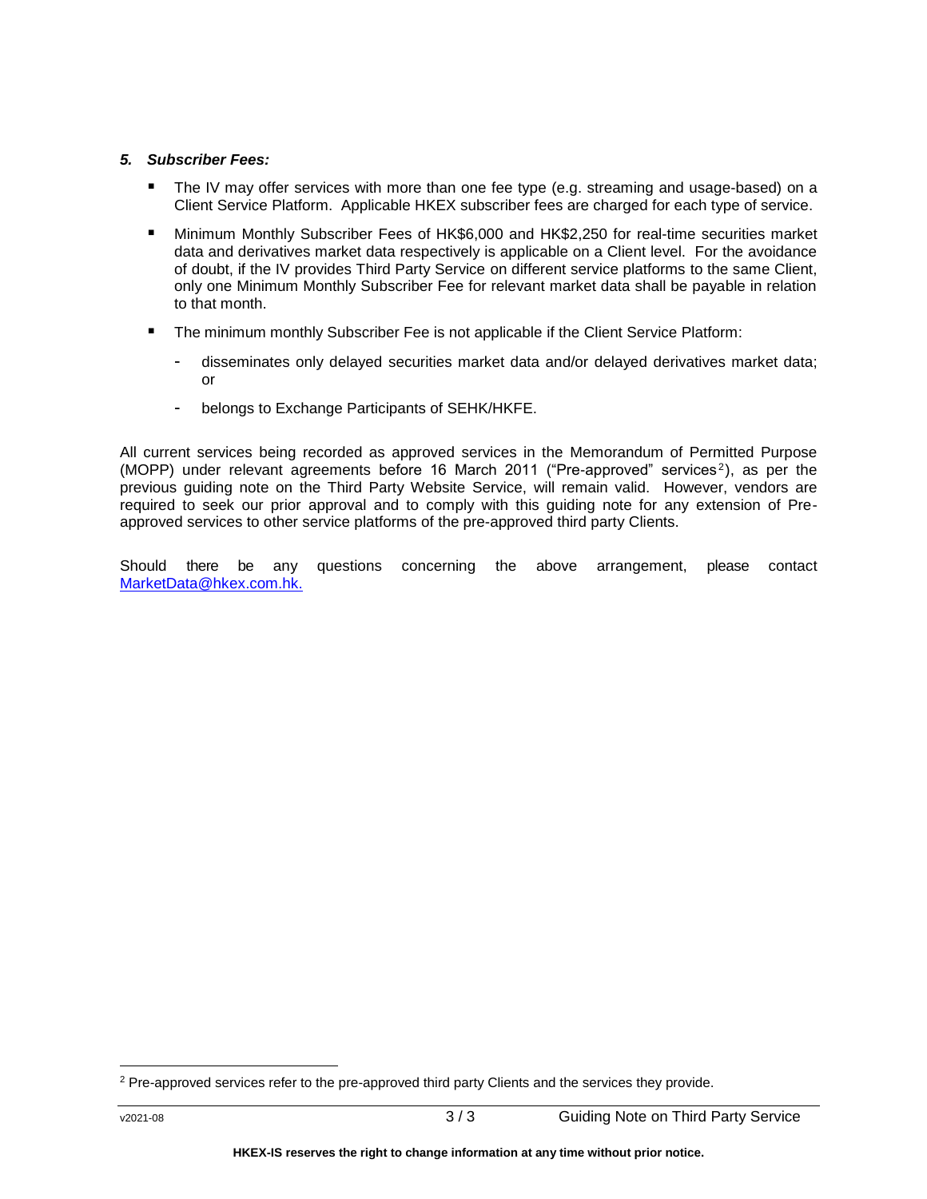### *5. Subscriber Fees:*

- The IV may offer services with more than one fee type (e.g. streaming and usage-based) on a Client Service Platform. Applicable HKEX subscriber fees are charged for each type of service.
- Minimum Monthly Subscriber Fees of HK$6,000 and HK$2,250 for real-time securities market data and derivatives market data respectively is applicable on a Client level. For the avoidance of doubt, if the IV provides Third Party Service on different service platforms to the same Client, only one Minimum Monthly Subscriber Fee for relevant market data shall be payable in relation to that month.
- The minimum monthly Subscriber Fee is not applicable if the Client Service Platform:
  - disseminates only delayed securities market data and/or delayed derivatives market data; or
  - belongs to Exchange Participants of SEHK/HKFE.

All current services being recorded as approved services in the Memorandum of Permitted Purpose (MOPP) under relevant agreements before 16 March 2011 ("Pre-approved" services[2]), as per the previous guiding note on the Third Party Website Service, will remain valid. However, vendors are required to seek our prior approval and to comply with this guiding note for any extension of Pre-approved services to other service platforms of the pre-approved third party Clients.

Should there be any questions concerning the above arrangement, please contact MarketData@hkex.com.hk.

[2] Pre-approved services refer to the pre-approved third party Clients and the services they provide.

HKEX-IS reserves the right to change information at any time without prior notice.